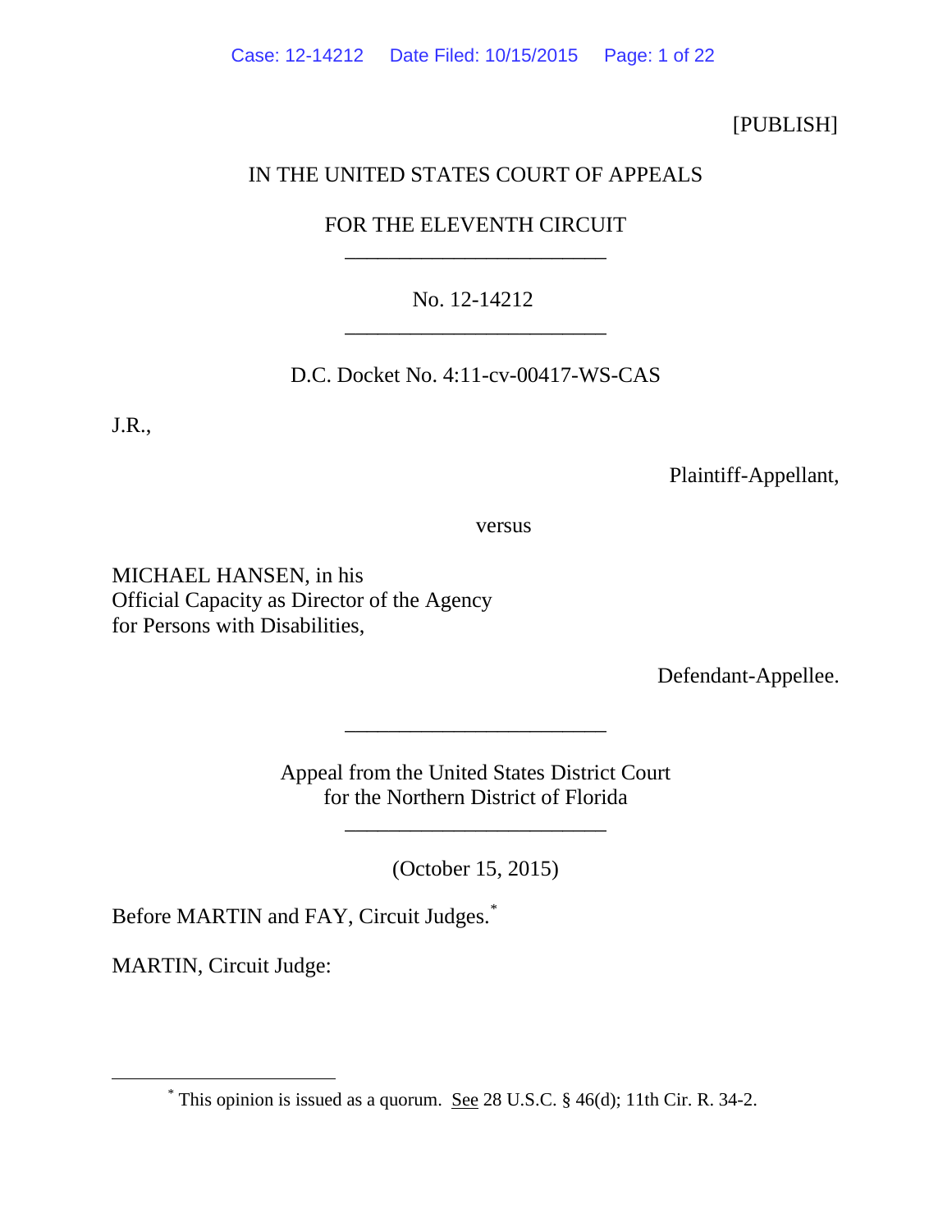[PUBLISH]

IN THE UNITED STATES COURT OF APPEALS

FOR THE ELEVENTH CIRCUIT

---

No. 12-14212

---

D.C. Docket No. 4:11-cv-00417-WS-CAS

J.R.,

Plaintiff-Appellant,

versus

MICHAEL HANSEN, in his
Official Capacity as Director of the Agency
for Persons with Disabilities,

Defendant-Appellee.

---

Appeal from the United States District Court
for the Northern District of Florida

---

(October 15, 2015)

Before MARTIN and FAY, Circuit Judges.[*]

MARTIN, Circuit Judge:

---

[*] This opinion is issued as a quorum. See 28 U.S.C. § 46(d); 11th Cir. R. 34-2.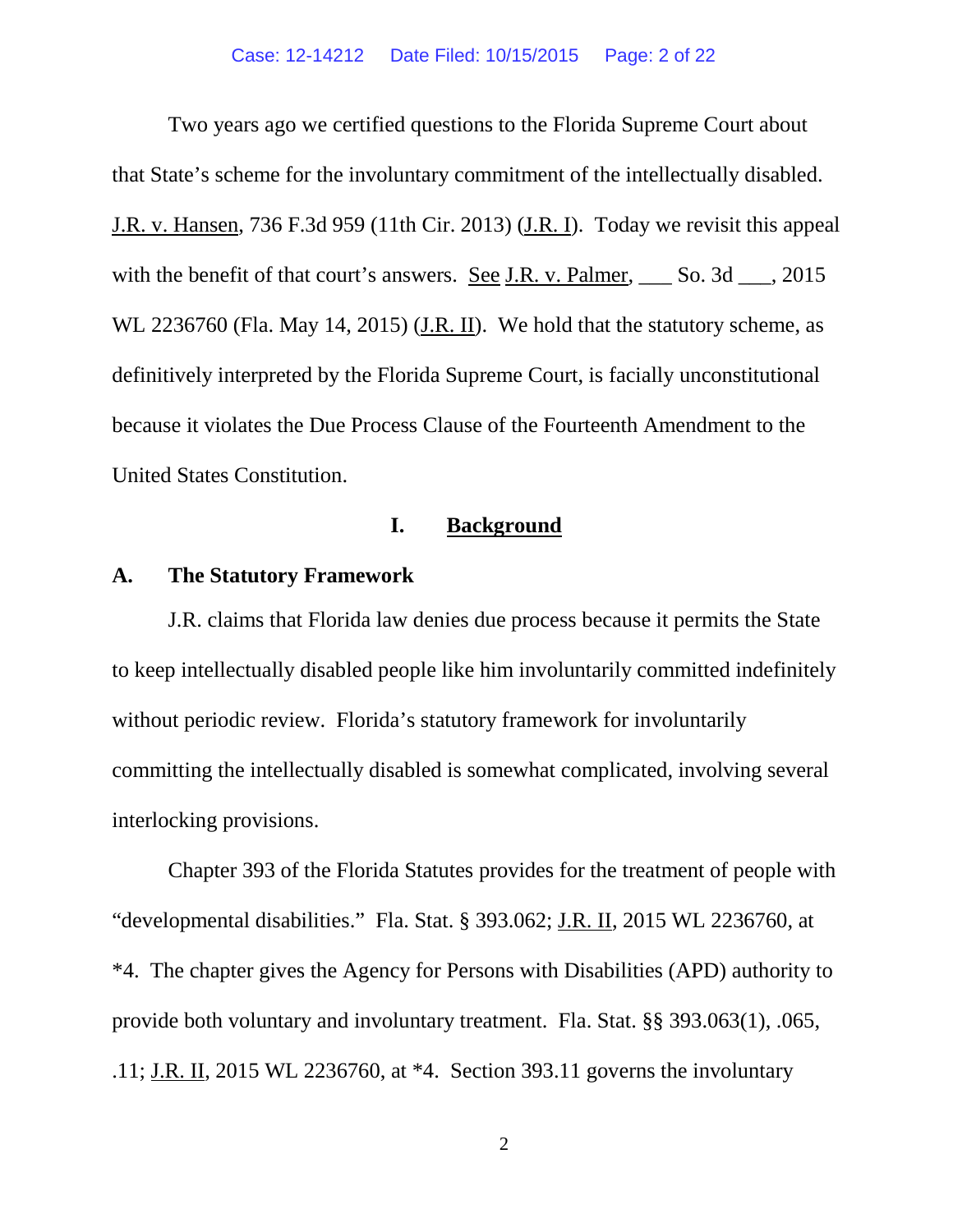Two years ago we certified questions to the Florida Supreme Court about that State's scheme for the involuntary commitment of the intellectually disabled. J.R. v. Hansen, 736 F.3d 959 (11th Cir. 2013) (J.R. I). Today we revisit this appeal with the benefit of that court's answers. See J.R. v. Palmer, ___ So. 3d ___, 2015 WL 2236760 (Fla. May 14, 2015) (J.R. II). We hold that the statutory scheme, as definitively interpreted by the Florida Supreme Court, is facially unconstitutional because it violates the Due Process Clause of the Fourteenth Amendment to the United States Constitution.

## I. Background

### A. The Statutory Framework

J.R. claims that Florida law denies due process because it permits the State to keep intellectually disabled people like him involuntarily committed indefinitely without periodic review. Florida's statutory framework for involuntarily committing the intellectually disabled is somewhat complicated, involving several interlocking provisions.

Chapter 393 of the Florida Statutes provides for the treatment of people with "developmental disabilities." Fla. Stat. § 393.062; J.R. II, 2015 WL 2236760, at *4. The chapter gives the Agency for Persons with Disabilities (APD) authority to provide both voluntary and involuntary treatment. Fla. Stat. §§ 393.063(1), .065, .11; J.R. II, 2015 WL 2236760, at *4. Section 393.11 governs the involuntary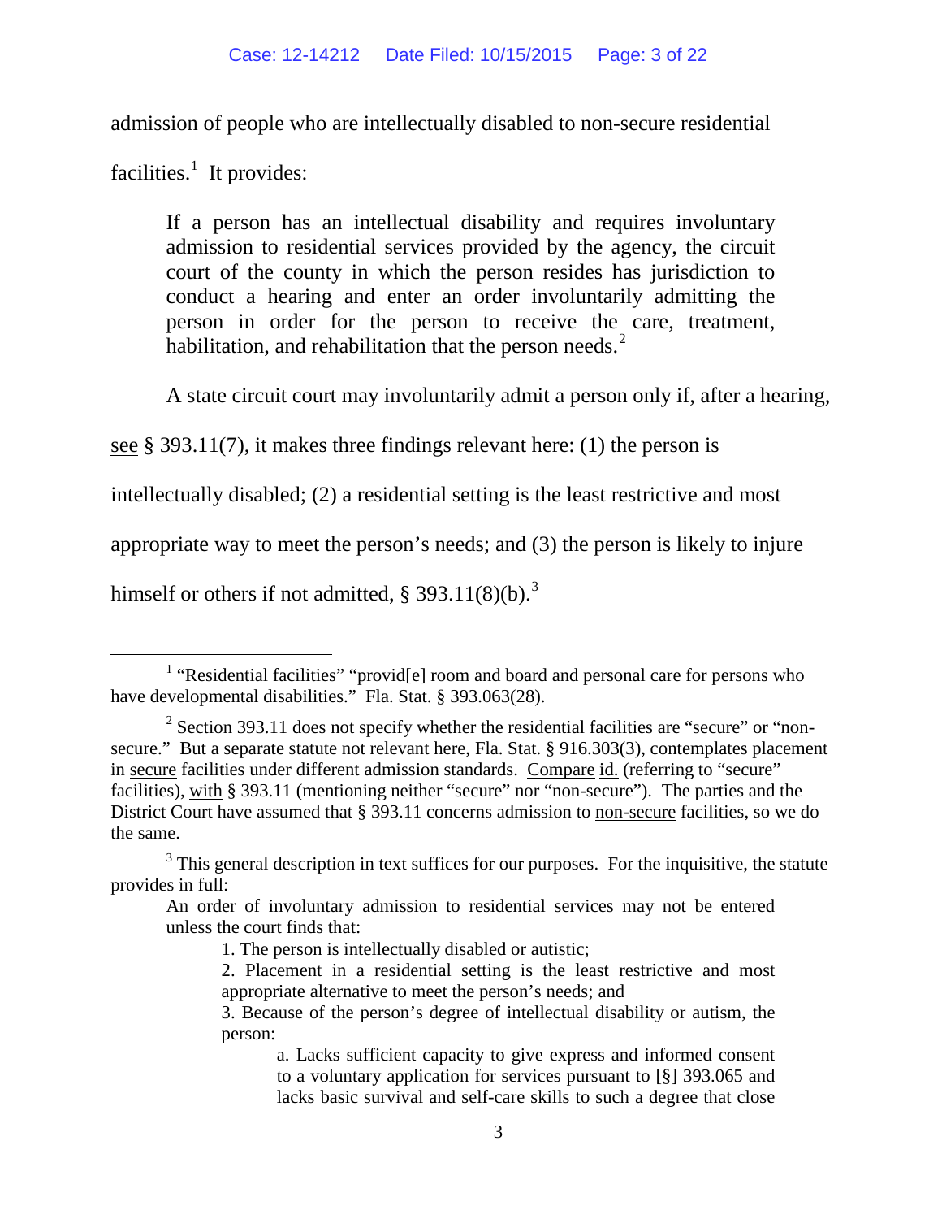admission of people who are intellectually disabled to non-secure residential facilities.[1] It provides:

> If a person has an intellectual disability and requires involuntary admission to residential services provided by the agency, the circuit court of the county in which the person resides has jurisdiction to conduct a hearing and enter an order involuntarily admitting the person in order for the person to receive the care, treatment, habilitation, and rehabilitation that the person needs.[2]

A state circuit court may involuntarily admit a person only if, after a hearing, see § 393.11(7), it makes three findings relevant here: (1) the person is intellectually disabled; (2) a residential setting is the least restrictive and most appropriate way to meet the person's needs; and (3) the person is likely to injure himself or others if not admitted, § 393.11(8)(b).[3]

---

[1] "Residential facilities" "provid[e] room and board and personal care for persons who have developmental disabilities." Fla. Stat. § 393.063(28).

[2] Section 393.11 does not specify whether the residential facilities are "secure" or "non-secure." But a separate statute not relevant here, Fla. Stat. § 916.303(3), contemplates placement in secure facilities under different admission standards. Compare id. (referring to "secure" facilities), with § 393.11 (mentioning neither "secure" nor "non-secure"). The parties and the District Court have assumed that § 393.11 concerns admission to non-secure facilities, so we do the same.

[3] This general description in text suffices for our purposes. For the inquisitive, the statute provides in full:

> An order of involuntary admission to residential services may not be entered unless the court finds that:
>
> 1. The person is intellectually disabled or autistic;
>
> 2. Placement in a residential setting is the least restrictive and most appropriate alternative to meet the person's needs; and
>
> 3. Because of the person's degree of intellectual disability or autism, the person:
>
> a. Lacks sufficient capacity to give express and informed consent to a voluntary application for services pursuant to [§] 393.065 and lacks basic survival and self-care skills to such a degree that close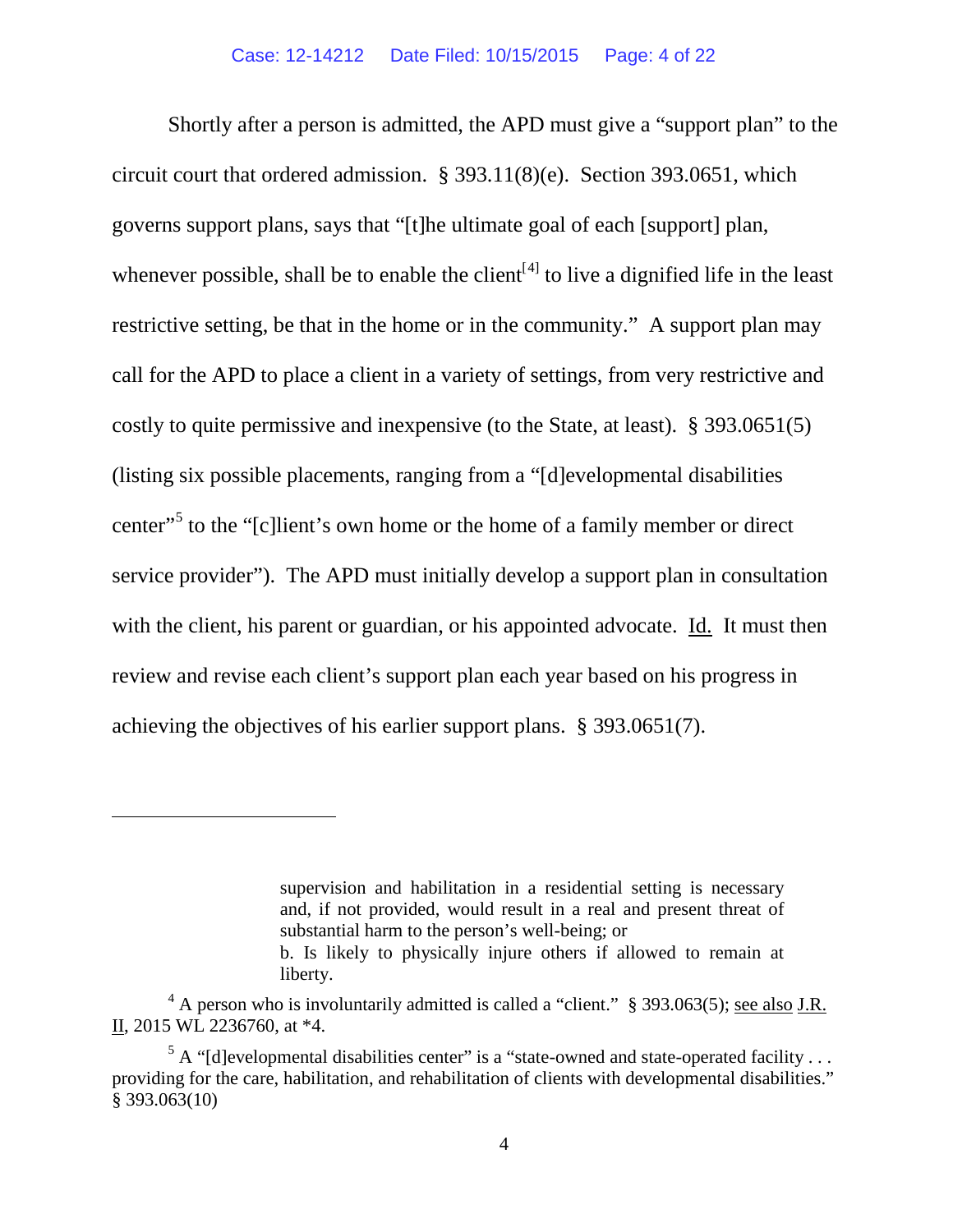Shortly after a person is admitted, the APD must give a "support plan" to the circuit court that ordered admission. § 393.11(8)(e). Section 393.0651, which governs support plans, says that "[t]he ultimate goal of each [support] plan, whenever possible, shall be to enable the client[4] to live a dignified life in the least restrictive setting, be that in the home or in the community." A support plan may call for the APD to place a client in a variety of settings, from very restrictive and costly to quite permissive and inexpensive (to the State, at least). § 393.0651(5) (listing six possible placements, ranging from a "[d]evelopmental disabilities center"[5] to the "[c]lient's own home or the home of a family member or direct service provider"). The APD must initially develop a support plan in consultation with the client, his parent or guardian, or his appointed advocate. Id. It must then review and revise each client's support plan each year based on his progress in achieving the objectives of his earlier support plans. § 393.0651(7).

---

> supervision and habilitation in a residential setting is necessary and, if not provided, would result in a real and present threat of substantial harm to the person's well-being; or
>
> b. Is likely to physically injure others if allowed to remain at liberty.

[4] A person who is involuntarily admitted is called a "client." § 393.063(5); see also J.R. II, 2015 WL 2236760, at *4.

[5] A "[d]evelopmental disabilities center" is a "state-owned and state-operated facility . . . providing for the care, habilitation, and rehabilitation of clients with developmental disabilities." § 393.063(10)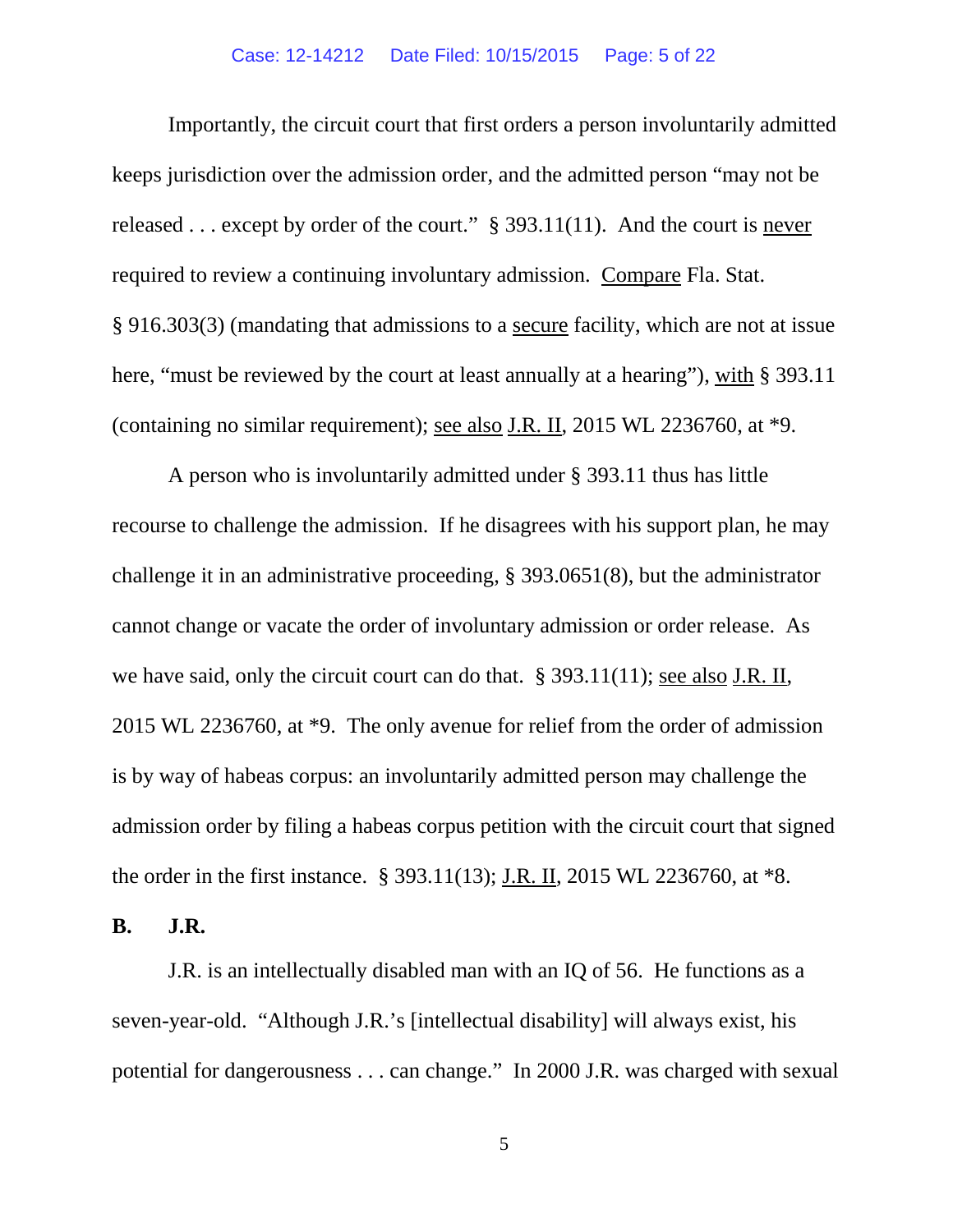Importantly, the circuit court that first orders a person involuntarily admitted keeps jurisdiction over the admission order, and the admitted person "may not be released . . . except by order of the court." § 393.11(11). And the court is never required to review a continuing involuntary admission. Compare Fla. Stat. § 916.303(3) (mandating that admissions to a secure facility, which are not at issue here, "must be reviewed by the court at least annually at a hearing"), with § 393.11 (containing no similar requirement); see also J.R. II, 2015 WL 2236760, at *9.

A person who is involuntarily admitted under § 393.11 thus has little recourse to challenge the admission. If he disagrees with his support plan, he may challenge it in an administrative proceeding, § 393.0651(8), but the administrator cannot change or vacate the order of involuntary admission or order release. As we have said, only the circuit court can do that. § 393.11(11); see also J.R. II, 2015 WL 2236760, at *9. The only avenue for relief from the order of admission is by way of habeas corpus: an involuntarily admitted person may challenge the admission order by filing a habeas corpus petition with the circuit court that signed the order in the first instance. § 393.11(13); J.R. II, 2015 WL 2236760, at *8.

**B. J.R.**

J.R. is an intellectually disabled man with an IQ of 56. He functions as a seven-year-old. "Although J.R.'s [intellectual disability] will always exist, his potential for dangerousness . . . can change." In 2000 J.R. was charged with sexual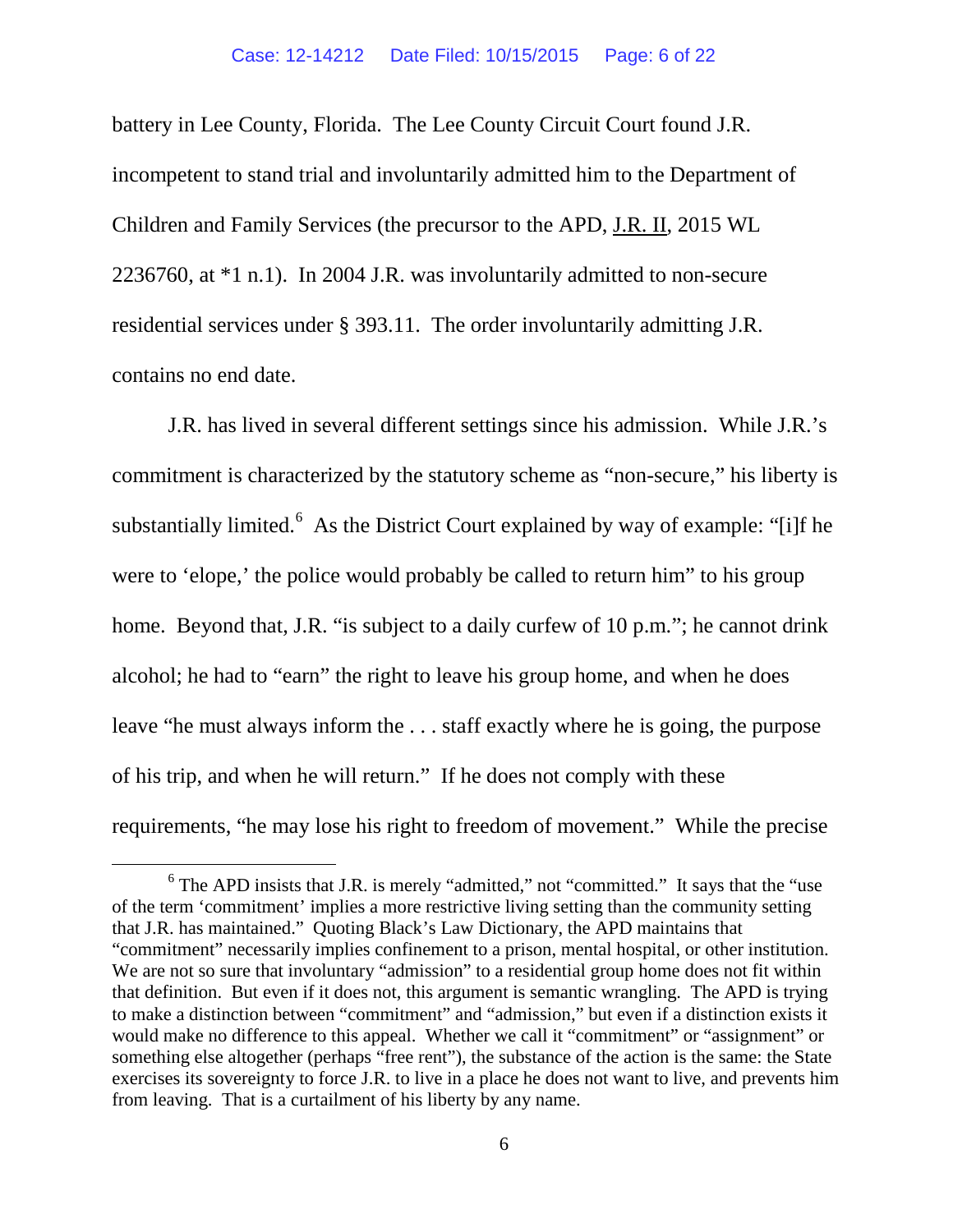battery in Lee County, Florida. The Lee County Circuit Court found J.R. incompetent to stand trial and involuntarily admitted him to the Department of Children and Family Services (the precursor to the APD, J.R. II, 2015 WL 2236760, at *1 n.1). In 2004 J.R. was involuntarily admitted to non-secure residential services under § 393.11. The order involuntarily admitting J.R. contains no end date.

J.R. has lived in several different settings since his admission. While J.R.'s commitment is characterized by the statutory scheme as "non-secure," his liberty is substantially limited.[6] As the District Court explained by way of example: "[i]f he were to 'elope,' the police would probably be called to return him" to his group home. Beyond that, J.R. "is subject to a daily curfew of 10 p.m."; he cannot drink alcohol; he had to "earn" the right to leave his group home, and when he does leave "he must always inform the . . . staff exactly where he is going, the purpose of his trip, and when he will return." If he does not comply with these requirements, "he may lose his right to freedom of movement." While the precise

[6] The APD insists that J.R. is merely "admitted," not "committed." It says that the "use of the term 'commitment' implies a more restrictive living setting than the community setting that J.R. has maintained." Quoting Black's Law Dictionary, the APD maintains that "commitment" necessarily implies confinement to a prison, mental hospital, or other institution. We are not so sure that involuntary "admission" to a residential group home does not fit within that definition. But even if it does not, this argument is semantic wrangling. The APD is trying to make a distinction between "commitment" and "admission," but even if a distinction exists it would make no difference to this appeal. Whether we call it "commitment" or "assignment" or something else altogether (perhaps "free rent"), the substance of the action is the same: the State exercises its sovereignty to force J.R. to live in a place he does not want to live, and prevents him from leaving. That is a curtailment of his liberty by any name.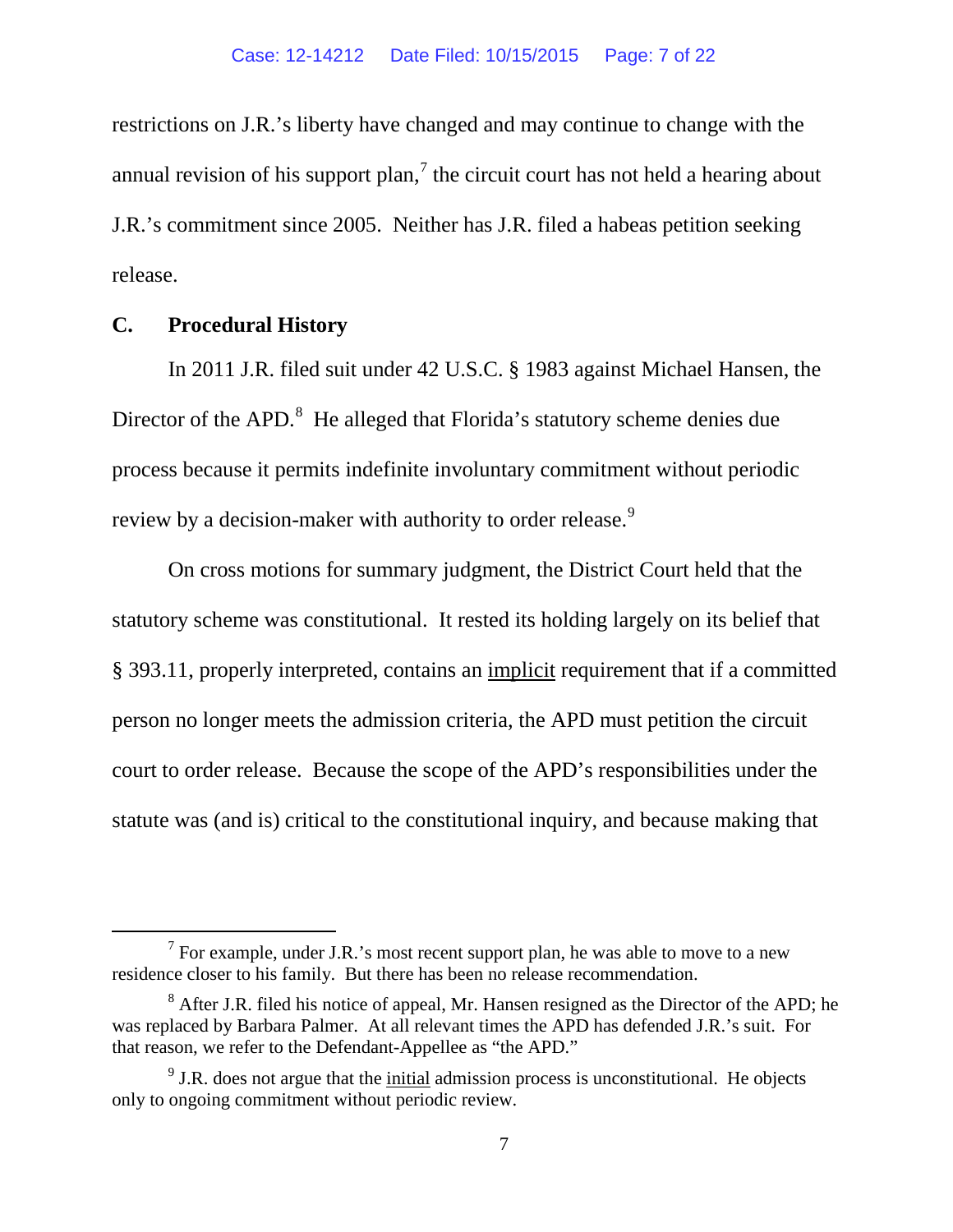restrictions on J.R.'s liberty have changed and may continue to change with the annual revision of his support plan,[7] the circuit court has not held a hearing about J.R.'s commitment since 2005. Neither has J.R. filed a habeas petition seeking release.

### C. Procedural History

In 2011 J.R. filed suit under 42 U.S.C. § 1983 against Michael Hansen, the Director of the APD.[8] He alleged that Florida's statutory scheme denies due process because it permits indefinite involuntary commitment without periodic review by a decision-maker with authority to order release.[9]

On cross motions for summary judgment, the District Court held that the statutory scheme was constitutional. It rested its holding largely on its belief that § 393.11, properly interpreted, contains an <u>implicit</u> requirement that if a committed person no longer meets the admission criteria, the APD must petition the circuit court to order release. Because the scope of the APD's responsibilities under the statute was (and is) critical to the constitutional inquiry, and because making that

---

[7] For example, under J.R.'s most recent support plan, he was able to move to a new residence closer to his family. But there has been no release recommendation.

[8] After J.R. filed his notice of appeal, Mr. Hansen resigned as the Director of the APD; he was replaced by Barbara Palmer. At all relevant times the APD has defended J.R.'s suit. For that reason, we refer to the Defendant-Appellee as "the APD."

[9] J.R. does not argue that the <u>initial</u> admission process is unconstitutional. He objects only to ongoing commitment without periodic review.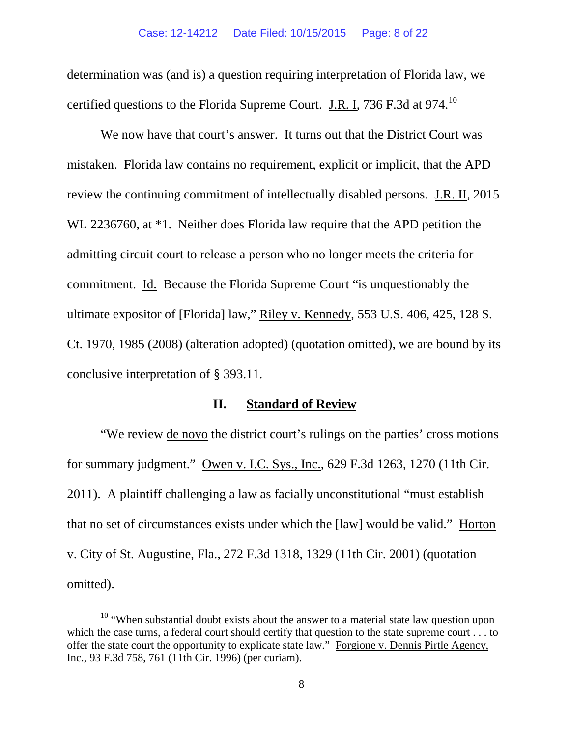determination was (and is) a question requiring interpretation of Florida law, we certified questions to the Florida Supreme Court. J.R. I, 736 F.3d at 974.[10]

We now have that court's answer. It turns out that the District Court was mistaken. Florida law contains no requirement, explicit or implicit, that the APD review the continuing commitment of intellectually disabled persons. J.R. II, 2015 WL 2236760, at *1. Neither does Florida law require that the APD petition the admitting circuit court to release a person who no longer meets the criteria for commitment. Id. Because the Florida Supreme Court "is unquestionably the ultimate expositor of [Florida] law," Riley v. Kennedy, 553 U.S. 406, 425, 128 S. Ct. 1970, 1985 (2008) (alteration adopted) (quotation omitted), we are bound by its conclusive interpretation of § 393.11.

## II. Standard of Review

"We review de novo the district court's rulings on the parties' cross motions for summary judgment." Owen v. I.C. Sys., Inc., 629 F.3d 1263, 1270 (11th Cir. 2011). A plaintiff challenging a law as facially unconstitutional "must establish that no set of circumstances exists under which the [law] would be valid." Horton v. City of St. Augustine, Fla., 272 F.3d 1318, 1329 (11th Cir. 2001) (quotation omitted).

[10] "When substantial doubt exists about the answer to a material state law question upon which the case turns, a federal court should certify that question to the state supreme court . . . to offer the state court the opportunity to explicate state law." Forgione v. Dennis Pirtle Agency, Inc., 93 F.3d 758, 761 (11th Cir. 1996) (per curiam).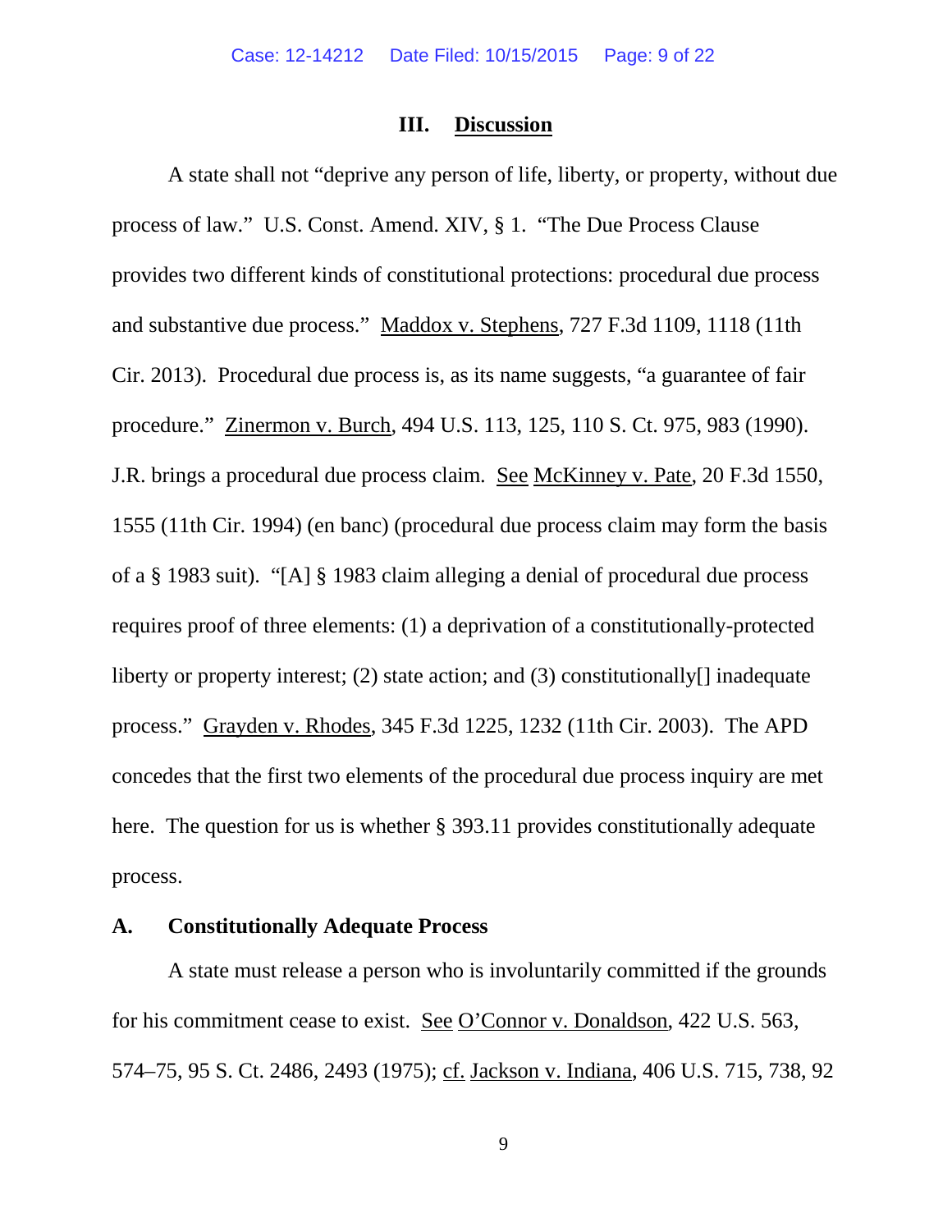## III. Discussion

A state shall not "deprive any person of life, liberty, or property, without due process of law." U.S. Const. Amend. XIV, § 1. "The Due Process Clause provides two different kinds of constitutional protections: procedural due process and substantive due process." Maddox v. Stephens, 727 F.3d 1109, 1118 (11th Cir. 2013). Procedural due process is, as its name suggests, "a guarantee of fair procedure." Zinermon v. Burch, 494 U.S. 113, 125, 110 S. Ct. 975, 983 (1990). J.R. brings a procedural due process claim. See McKinney v. Pate, 20 F.3d 1550, 1555 (11th Cir. 1994) (en banc) (procedural due process claim may form the basis of a § 1983 suit). "[A] § 1983 claim alleging a denial of procedural due process requires proof of three elements: (1) a deprivation of a constitutionally-protected liberty or property interest; (2) state action; and (3) constitutionally[] inadequate process." Grayden v. Rhodes, 345 F.3d 1225, 1232 (11th Cir. 2003). The APD concedes that the first two elements of the procedural due process inquiry are met here. The question for us is whether § 393.11 provides constitutionally adequate process.

### A. Constitutionally Adequate Process

A state must release a person who is involuntarily committed if the grounds for his commitment cease to exist. See O'Connor v. Donaldson, 422 U.S. 563, 574–75, 95 S. Ct. 2486, 2493 (1975); cf. Jackson v. Indiana, 406 U.S. 715, 738, 92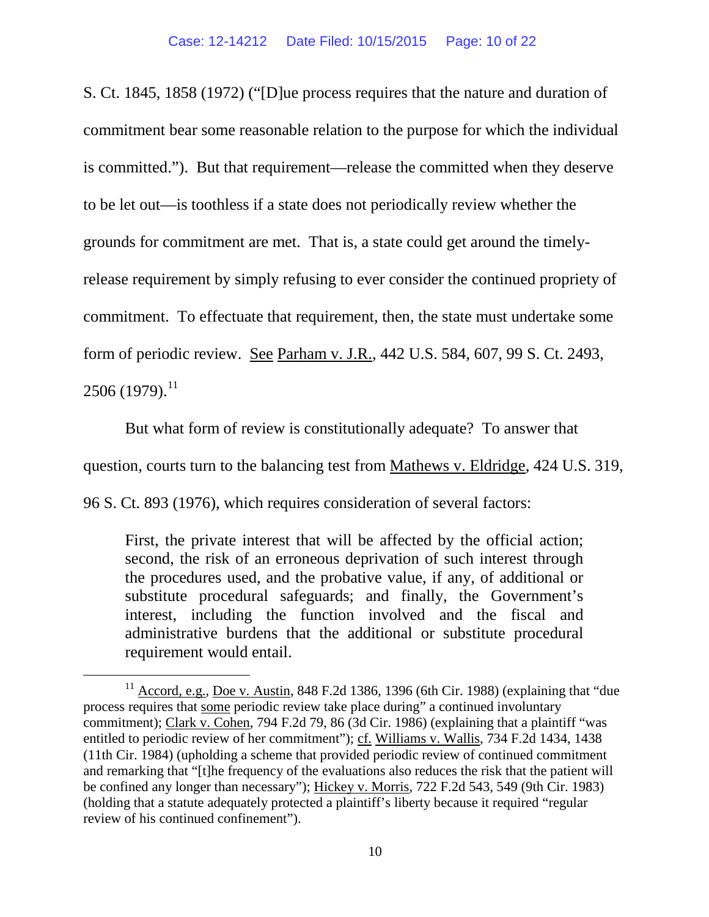S. Ct. 1845, 1858 (1972) ("[D]ue process requires that the nature and duration of commitment bear some reasonable relation to the purpose for which the individual is committed."). But that requirement—release the committed when they deserve to be let out—is toothless if a state does not periodically review whether the grounds for commitment are met. That is, a state could get around the timely-release requirement by simply refusing to ever consider the continued propriety of commitment. To effectuate that requirement, then, the state must undertake some form of periodic review. See Parham v. J.R., 442 U.S. 584, 607, 99 S. Ct. 2493, 2506 (1979).[11]

But what form of review is constitutionally adequate? To answer that question, courts turn to the balancing test from Mathews v. Eldridge, 424 U.S. 319, 96 S. Ct. 893 (1976), which requires consideration of several factors:

> First, the private interest that will be affected by the official action; second, the risk of an erroneous deprivation of such interest through the procedures used, and the probative value, if any, of additional or substitute procedural safeguards; and finally, the Government's interest, including the function involved and the fiscal and administrative burdens that the additional or substitute procedural requirement would entail.

---

[11] Accord, e.g., Doe v. Austin, 848 F.2d 1386, 1396 (6th Cir. 1988) (explaining that "due process requires that some periodic review take place during" a continued involuntary commitment); Clark v. Cohen, 794 F.2d 79, 86 (3d Cir. 1986) (explaining that a plaintiff "was entitled to periodic review of her commitment"); cf. Williams v. Wallis, 734 F.2d 1434, 1438 (11th Cir. 1984) (upholding a scheme that provided periodic review of continued commitment and remarking that "[t]he frequency of the evaluations also reduces the risk that the patient will be confined any longer than necessary"); Hickey v. Morris, 722 F.2d 543, 549 (9th Cir. 1983) (holding that a statute adequately protected a plaintiff's liberty because it required "regular review of his continued confinement").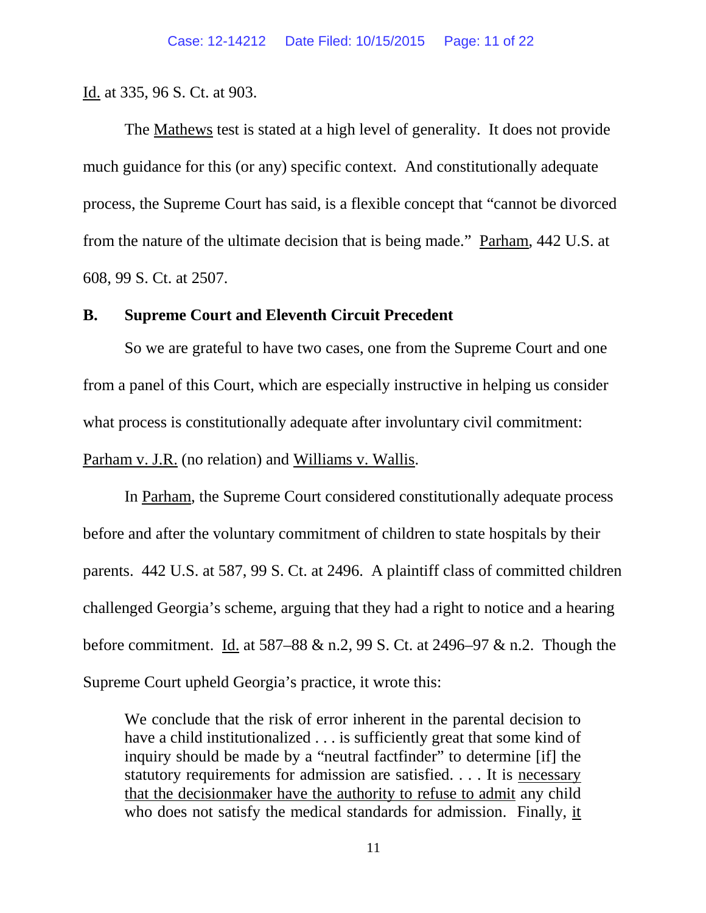Id. at 335, 96 S. Ct. at 903.

The Mathews test is stated at a high level of generality. It does not provide much guidance for this (or any) specific context. And constitutionally adequate process, the Supreme Court has said, is a flexible concept that "cannot be divorced from the nature of the ultimate decision that is being made." Parham, 442 U.S. at 608, 99 S. Ct. at 2507.

### B. Supreme Court and Eleventh Circuit Precedent

So we are grateful to have two cases, one from the Supreme Court and one from a panel of this Court, which are especially instructive in helping us consider what process is constitutionally adequate after involuntary civil commitment: Parham v. J.R. (no relation) and Williams v. Wallis.

In Parham, the Supreme Court considered constitutionally adequate process before and after the voluntary commitment of children to state hospitals by their parents. 442 U.S. at 587, 99 S. Ct. at 2496. A plaintiff class of committed children challenged Georgia's scheme, arguing that they had a right to notice and a hearing before commitment. Id. at 587–88 & n.2, 99 S. Ct. at 2496–97 & n.2. Though the Supreme Court upheld Georgia's practice, it wrote this:

> We conclude that the risk of error inherent in the parental decision to have a child institutionalized . . . is sufficiently great that some kind of inquiry should be made by a "neutral factfinder" to determine [if] the statutory requirements for admission are satisfied. . . . It is necessary that the decisionmaker have the authority to refuse to admit any child who does not satisfy the medical standards for admission. Finally, it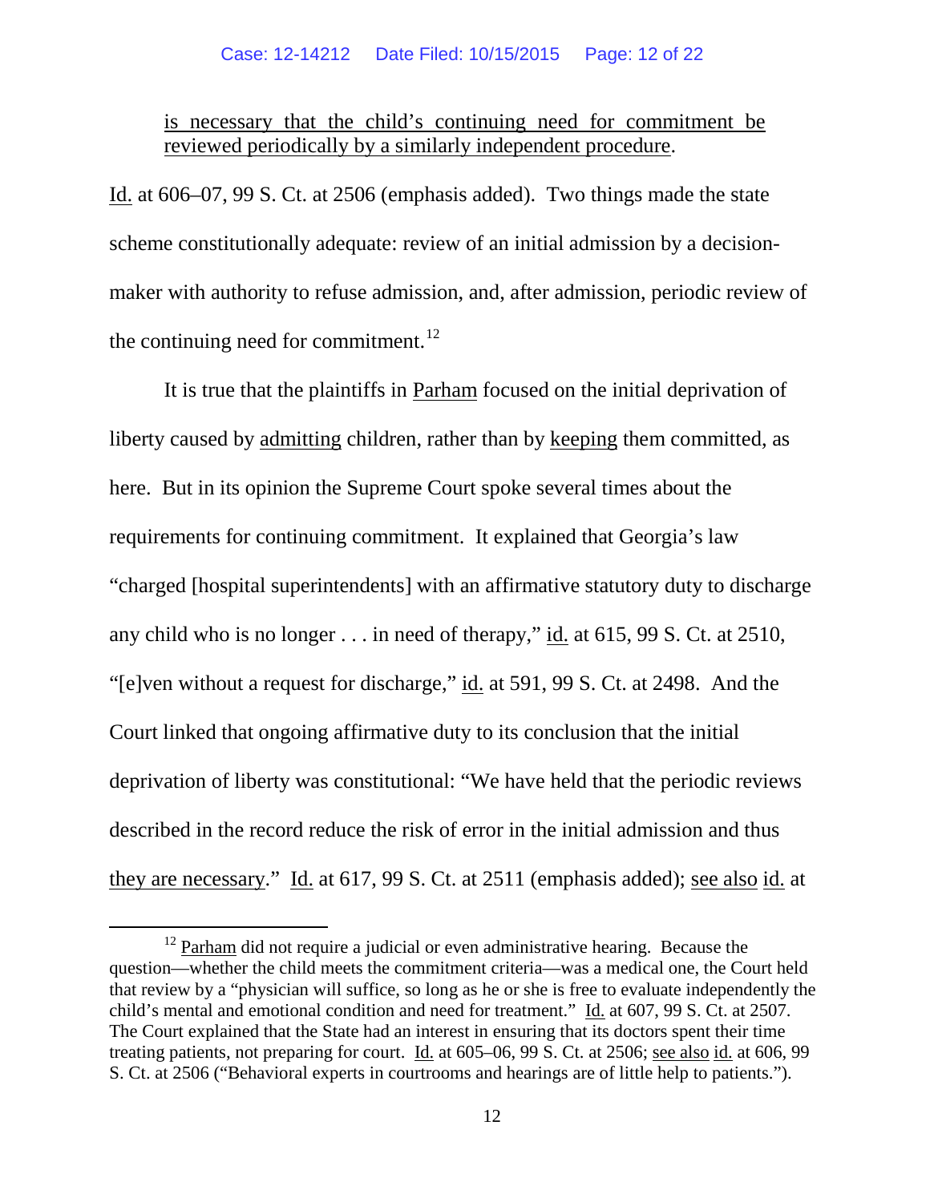is necessary that the child's continuing need for commitment be reviewed periodically by a similarly independent procedure.

Id. at 606–07, 99 S. Ct. at 2506 (emphasis added). Two things made the state scheme constitutionally adequate: review of an initial admission by a decision-maker with authority to refuse admission, and, after admission, periodic review of the continuing need for commitment.[12]

It is true that the plaintiffs in Parham focused on the initial deprivation of liberty caused by admitting children, rather than by keeping them committed, as here. But in its opinion the Supreme Court spoke several times about the requirements for continuing commitment. It explained that Georgia's law "charged [hospital superintendents] with an affirmative statutory duty to discharge any child who is no longer . . . in need of therapy," id. at 615, 99 S. Ct. at 2510, "[e]ven without a request for discharge," id. at 591, 99 S. Ct. at 2498. And the Court linked that ongoing affirmative duty to its conclusion that the initial deprivation of liberty was constitutional: "We have held that the periodic reviews described in the record reduce the risk of error in the initial admission and thus they are necessary." Id. at 617, 99 S. Ct. at 2511 (emphasis added); see also id. at

[12] Parham did not require a judicial or even administrative hearing. Because the question—whether the child meets the commitment criteria—was a medical one, the Court held that review by a "physician will suffice, so long as he or she is free to evaluate independently the child's mental and emotional condition and need for treatment." Id. at 607, 99 S. Ct. at 2507. The Court explained that the State had an interest in ensuring that its doctors spent their time treating patients, not preparing for court. Id. at 605–06, 99 S. Ct. at 2506; see also id. at 606, 99 S. Ct. at 2506 ("Behavioral experts in courtrooms and hearings are of little help to patients.").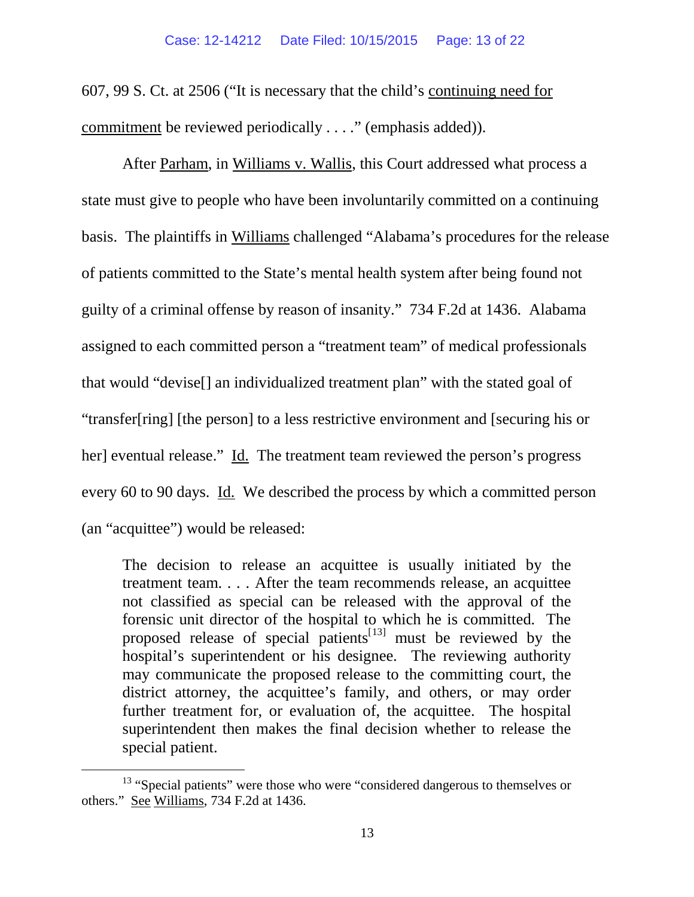607, 99 S. Ct. at 2506 ("It is necessary that the child's continuing need for commitment be reviewed periodically . . . ." (emphasis added)).

After Parham, in Williams v. Wallis, this Court addressed what process a state must give to people who have been involuntarily committed on a continuing basis. The plaintiffs in Williams challenged "Alabama's procedures for the release of patients committed to the State's mental health system after being found not guilty of a criminal offense by reason of insanity." 734 F.2d at 1436. Alabama assigned to each committed person a "treatment team" of medical professionals that would "devise[] an individualized treatment plan" with the stated goal of "transfer[ring] [the person] to a less restrictive environment and [securing his or her] eventual release." Id. The treatment team reviewed the person's progress every 60 to 90 days. Id. We described the process by which a committed person (an "acquittee") would be released:

> The decision to release an acquittee is usually initiated by the treatment team. . . . After the team recommends release, an acquittee not classified as special can be released with the approval of the forensic unit director of the hospital to which he is committed. The proposed release of special patients[13] must be reviewed by the hospital's superintendent or his designee. The reviewing authority may communicate the proposed release to the committing court, the district attorney, the acquittee's family, and others, or may order further treatment for, or evaluation of, the acquittee. The hospital superintendent then makes the final decision whether to release the special patient.

---

[13] "Special patients" were those who were "considered dangerous to themselves or others." See Williams, 734 F.2d at 1436.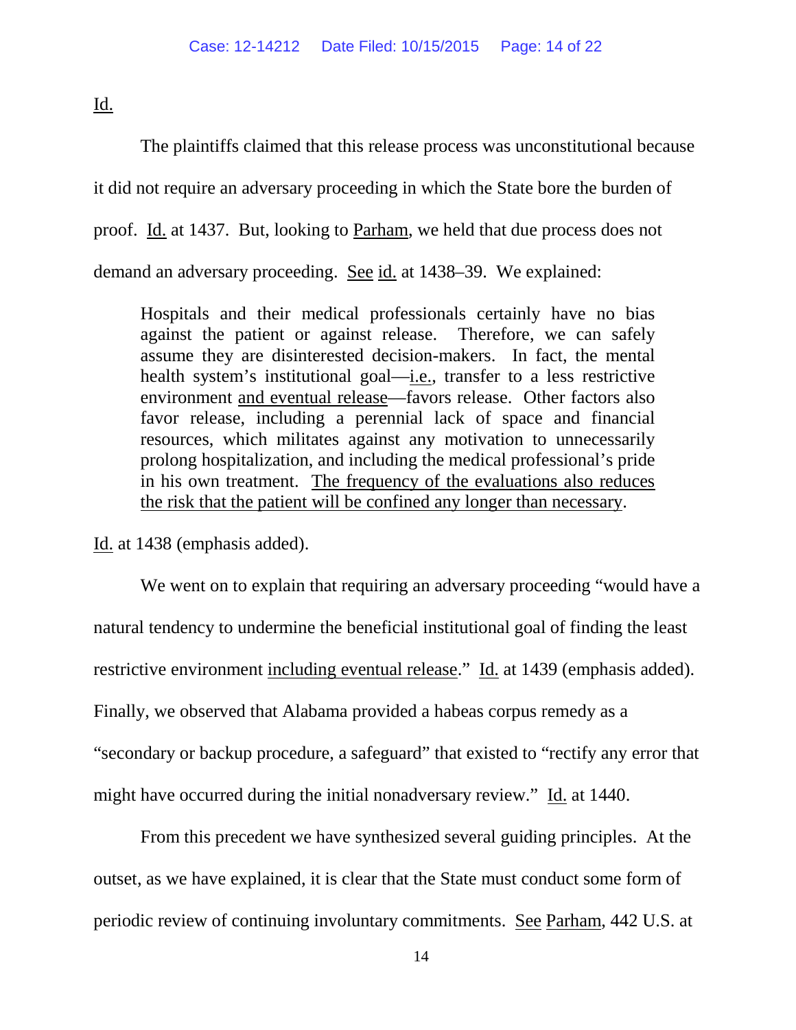Id.

The plaintiffs claimed that this release process was unconstitutional because it did not require an adversary proceeding in which the State bore the burden of proof. Id. at 1437. But, looking to Parham, we held that due process does not demand an adversary proceeding. See id. at 1438–39. We explained:

> Hospitals and their medical professionals certainly have no bias against the patient or against release. Therefore, we can safely assume they are disinterested decision-makers. In fact, the mental health system's institutional goal—i.e., transfer to a less restrictive environment and eventual release—favors release. Other factors also favor release, including a perennial lack of space and financial resources, which militates against any motivation to unnecessarily prolong hospitalization, and including the medical professional's pride in his own treatment. The frequency of the evaluations also reduces the risk that the patient will be confined any longer than necessary.

Id. at 1438 (emphasis added).

We went on to explain that requiring an adversary proceeding "would have a natural tendency to undermine the beneficial institutional goal of finding the least restrictive environment including eventual release." Id. at 1439 (emphasis added). Finally, we observed that Alabama provided a habeas corpus remedy as a "secondary or backup procedure, a safeguard" that existed to "rectify any error that might have occurred during the initial nonadversary review." Id. at 1440.

From this precedent we have synthesized several guiding principles. At the outset, as we have explained, it is clear that the State must conduct some form of periodic review of continuing involuntary commitments. See Parham, 442 U.S. at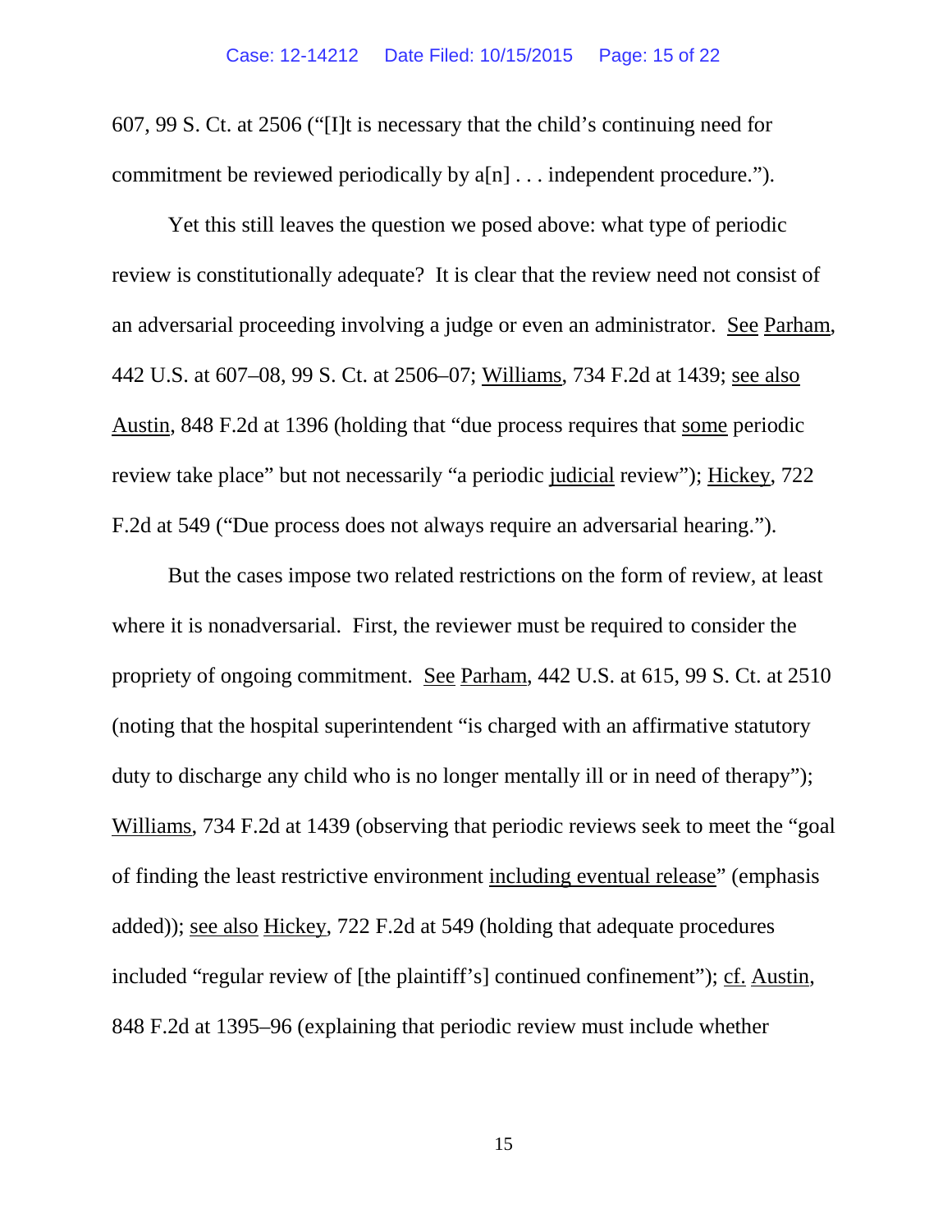607, 99 S. Ct. at 2506 ("[I]t is necessary that the child's continuing need for commitment be reviewed periodically by a[n] . . . independent procedure.").

Yet this still leaves the question we posed above: what type of periodic review is constitutionally adequate? It is clear that the review need not consist of an adversarial proceeding involving a judge or even an administrator. See Parham, 442 U.S. at 607–08, 99 S. Ct. at 2506–07; Williams, 734 F.2d at 1439; see also Austin, 848 F.2d at 1396 (holding that "due process requires that some periodic review take place" but not necessarily "a periodic judicial review"); Hickey, 722 F.2d at 549 ("Due process does not always require an adversarial hearing.").

But the cases impose two related restrictions on the form of review, at least where it is nonadversarial. First, the reviewer must be required to consider the propriety of ongoing commitment. See Parham, 442 U.S. at 615, 99 S. Ct. at 2510 (noting that the hospital superintendent "is charged with an affirmative statutory duty to discharge any child who is no longer mentally ill or in need of therapy"); Williams, 734 F.2d at 1439 (observing that periodic reviews seek to meet the "goal of finding the least restrictive environment including eventual release" (emphasis added)); see also Hickey, 722 F.2d at 549 (holding that adequate procedures included "regular review of [the plaintiff's] continued confinement"); cf. Austin, 848 F.2d at 1395–96 (explaining that periodic review must include whether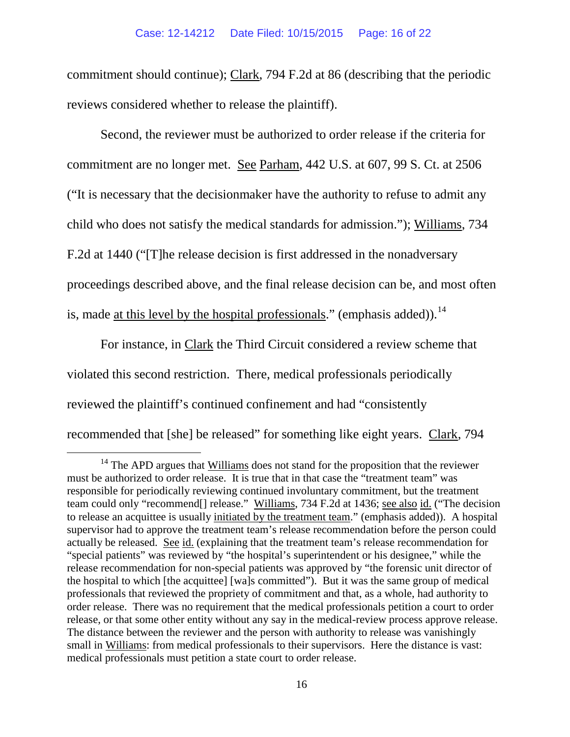commitment should continue); Clark, 794 F.2d at 86 (describing that the periodic reviews considered whether to release the plaintiff).

Second, the reviewer must be authorized to order release if the criteria for commitment are no longer met. See Parham, 442 U.S. at 607, 99 S. Ct. at 2506 ("It is necessary that the decisionmaker have the authority to refuse to admit any child who does not satisfy the medical standards for admission."); Williams, 734 F.2d at 1440 ("[T]he release decision is first addressed in the nonadversary proceedings described above, and the final release decision can be, and most often is, made at this level by the hospital professionals." (emphasis added)).[14]

For instance, in Clark the Third Circuit considered a review scheme that violated this second restriction. There, medical professionals periodically reviewed the plaintiff's continued confinement and had "consistently recommended that [she] be released" for something like eight years. Clark, 794

---

[14] The APD argues that Williams does not stand for the proposition that the reviewer must be authorized to order release. It is true that in that case the "treatment team" was responsible for periodically reviewing continued involuntary commitment, but the treatment team could only "recommend[] release." Williams, 734 F.2d at 1436; see also id. ("The decision to release an acquittee is usually initiated by the treatment team." (emphasis added)). A hospital supervisor had to approve the treatment team's release recommendation before the person could actually be released. See id. (explaining that the treatment team's release recommendation for "special patients" was reviewed by "the hospital's superintendent or his designee," while the release recommendation for non-special patients was approved by "the forensic unit director of the hospital to which [the acquittee] [wa]s committed"). But it was the same group of medical professionals that reviewed the propriety of commitment and that, as a whole, had authority to order release. There was no requirement that the medical professionals petition a court to order release, or that some other entity without any say in the medical-review process approve release. The distance between the reviewer and the person with authority to release was vanishingly small in Williams: from medical professionals to their supervisors. Here the distance is vast: medical professionals must petition a state court to order release.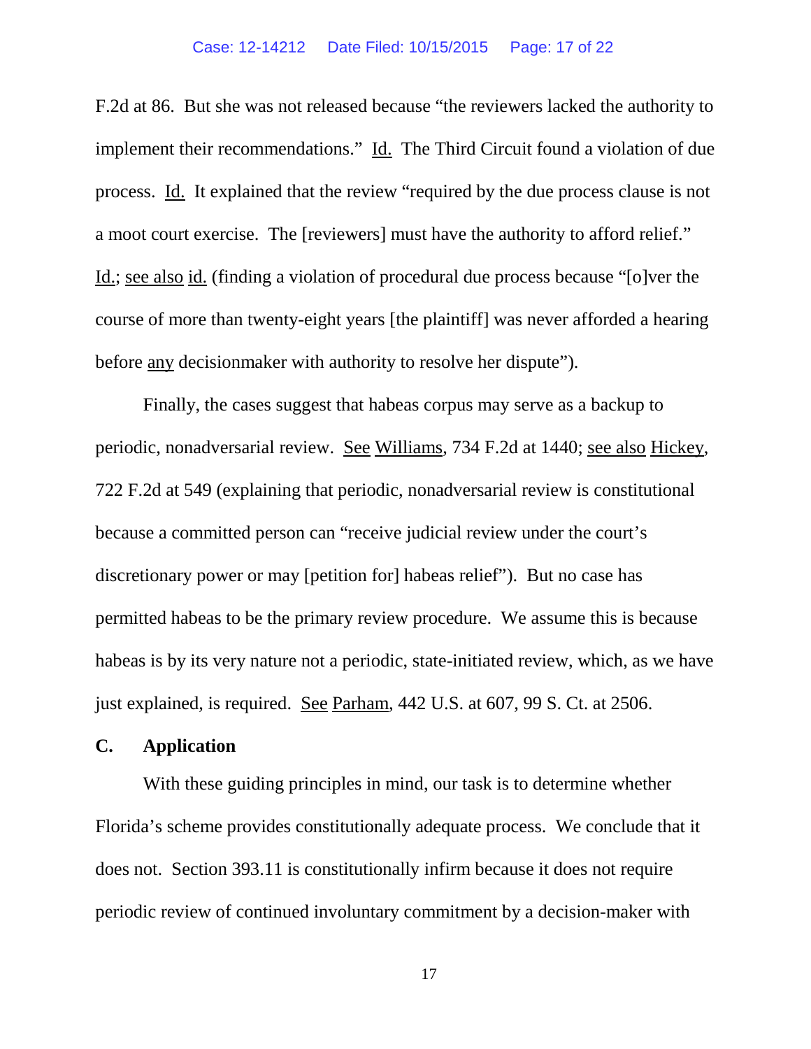F.2d at 86. But she was not released because "the reviewers lacked the authority to implement their recommendations." Id. The Third Circuit found a violation of due process. Id. It explained that the review "required by the due process clause is not a moot court exercise. The [reviewers] must have the authority to afford relief." Id.; see also id. (finding a violation of procedural due process because "[o]ver the course of more than twenty-eight years [the plaintiff] was never afforded a hearing before any decisionmaker with authority to resolve her dispute").

Finally, the cases suggest that habeas corpus may serve as a backup to periodic, nonadversarial review. See Williams, 734 F.2d at 1440; see also Hickey, 722 F.2d at 549 (explaining that periodic, nonadversarial review is constitutional because a committed person can "receive judicial review under the court's discretionary power or may [petition for] habeas relief"). But no case has permitted habeas to be the primary review procedure. We assume this is because habeas is by its very nature not a periodic, state-initiated review, which, as we have just explained, is required. See Parham, 442 U.S. at 607, 99 S. Ct. at 2506.

### C. Application

With these guiding principles in mind, our task is to determine whether Florida's scheme provides constitutionally adequate process. We conclude that it does not. Section 393.11 is constitutionally infirm because it does not require periodic review of continued involuntary commitment by a decision-maker with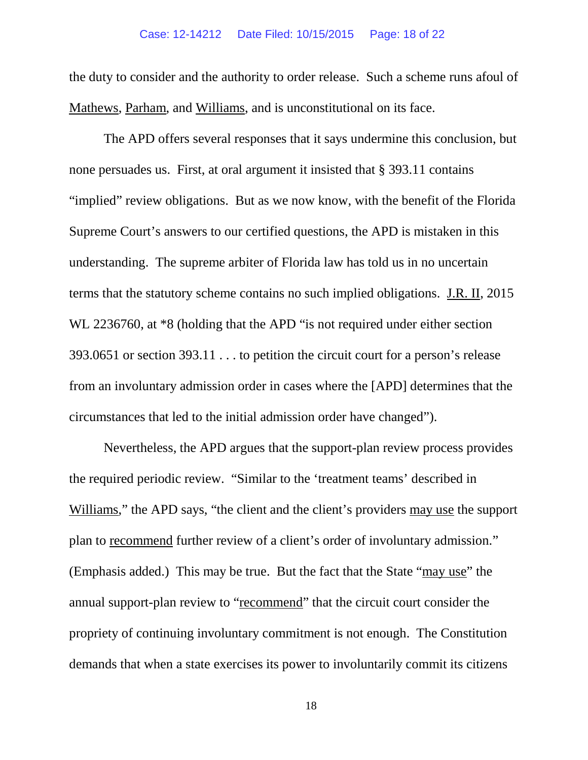the duty to consider and the authority to order release. Such a scheme runs afoul of Mathews, Parham, and Williams, and is unconstitutional on its face.

The APD offers several responses that it says undermine this conclusion, but none persuades us. First, at oral argument it insisted that § 393.11 contains "implied" review obligations. But as we now know, with the benefit of the Florida Supreme Court's answers to our certified questions, the APD is mistaken in this understanding. The supreme arbiter of Florida law has told us in no uncertain terms that the statutory scheme contains no such implied obligations. J.R. II, 2015 WL 2236760, at *8 (holding that the APD "is not required under either section 393.0651 or section 393.11 . . . to petition the circuit court for a person's release from an involuntary admission order in cases where the [APD] determines that the circumstances that led to the initial admission order have changed").

Nevertheless, the APD argues that the support-plan review process provides the required periodic review. "Similar to the 'treatment teams' described in Williams," the APD says, "the client and the client's providers may use the support plan to recommend further review of a client's order of involuntary admission." (Emphasis added.) This may be true. But the fact that the State "may use" the annual support-plan review to "recommend" that the circuit court consider the propriety of continuing involuntary commitment is not enough. The Constitution demands that when a state exercises its power to involuntarily commit its citizens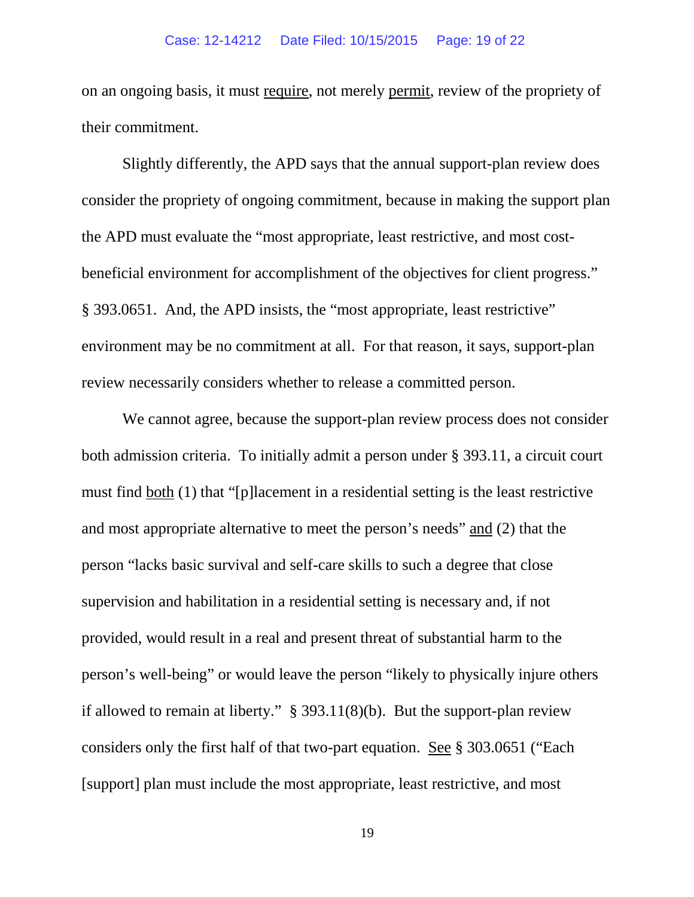on an ongoing basis, it must require, not merely permit, review of the propriety of their commitment.

Slightly differently, the APD says that the annual support-plan review does consider the propriety of ongoing commitment, because in making the support plan the APD must evaluate the "most appropriate, least restrictive, and most cost-beneficial environment for accomplishment of the objectives for client progress." § 393.0651. And, the APD insists, the "most appropriate, least restrictive" environment may be no commitment at all. For that reason, it says, support-plan review necessarily considers whether to release a committed person.

We cannot agree, because the support-plan review process does not consider both admission criteria. To initially admit a person under § 393.11, a circuit court must find both (1) that "[p]lacement in a residential setting is the least restrictive and most appropriate alternative to meet the person's needs" and (2) that the person "lacks basic survival and self-care skills to such a degree that close supervision and habilitation in a residential setting is necessary and, if not provided, would result in a real and present threat of substantial harm to the person's well-being" or would leave the person "likely to physically injure others if allowed to remain at liberty." § 393.11(8)(b). But the support-plan review considers only the first half of that two-part equation. See § 303.0651 ("Each [support] plan must include the most appropriate, least restrictive, and most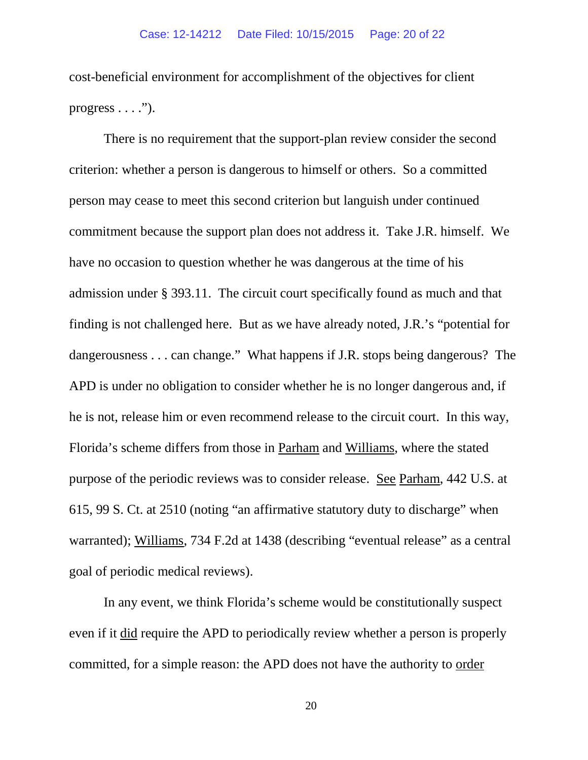cost-beneficial environment for accomplishment of the objectives for client progress . . . .").

There is no requirement that the support-plan review consider the second criterion: whether a person is dangerous to himself or others. So a committed person may cease to meet this second criterion but languish under continued commitment because the support plan does not address it. Take J.R. himself. We have no occasion to question whether he was dangerous at the time of his admission under § 393.11. The circuit court specifically found as much and that finding is not challenged here. But as we have already noted, J.R.'s "potential for dangerousness . . . can change." What happens if J.R. stops being dangerous? The APD is under no obligation to consider whether he is no longer dangerous and, if he is not, release him or even recommend release to the circuit court. In this way, Florida's scheme differs from those in Parham and Williams, where the stated purpose of the periodic reviews was to consider release. See Parham, 442 U.S. at 615, 99 S. Ct. at 2510 (noting "an affirmative statutory duty to discharge" when warranted); Williams, 734 F.2d at 1438 (describing "eventual release" as a central goal of periodic medical reviews).

In any event, we think Florida's scheme would be constitutionally suspect even if it did require the APD to periodically review whether a person is properly committed, for a simple reason: the APD does not have the authority to order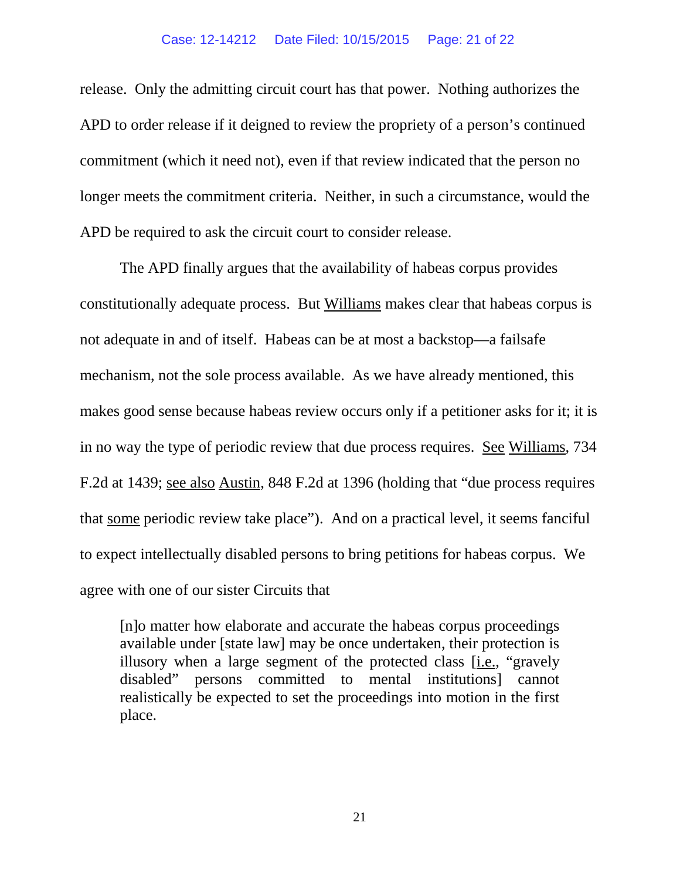release. Only the admitting circuit court has that power. Nothing authorizes the APD to order release if it deigned to review the propriety of a person's continued commitment (which it need not), even if that review indicated that the person no longer meets the commitment criteria. Neither, in such a circumstance, would the APD be required to ask the circuit court to consider release.

The APD finally argues that the availability of habeas corpus provides constitutionally adequate process. But Williams makes clear that habeas corpus is not adequate in and of itself. Habeas can be at most a backstop—a failsafe mechanism, not the sole process available. As we have already mentioned, this makes good sense because habeas review occurs only if a petitioner asks for it; it is in no way the type of periodic review that due process requires. See Williams, 734 F.2d at 1439; see also Austin, 848 F.2d at 1396 (holding that "due process requires that some periodic review take place"). And on a practical level, it seems fanciful to expect intellectually disabled persons to bring petitions for habeas corpus. We agree with one of our sister Circuits that

> [n]o matter how elaborate and accurate the habeas corpus proceedings available under [state law] may be once undertaken, their protection is illusory when a large segment of the protected class [i.e., "gravely disabled" persons committed to mental institutions] cannot realistically be expected to set the proceedings into motion in the first place.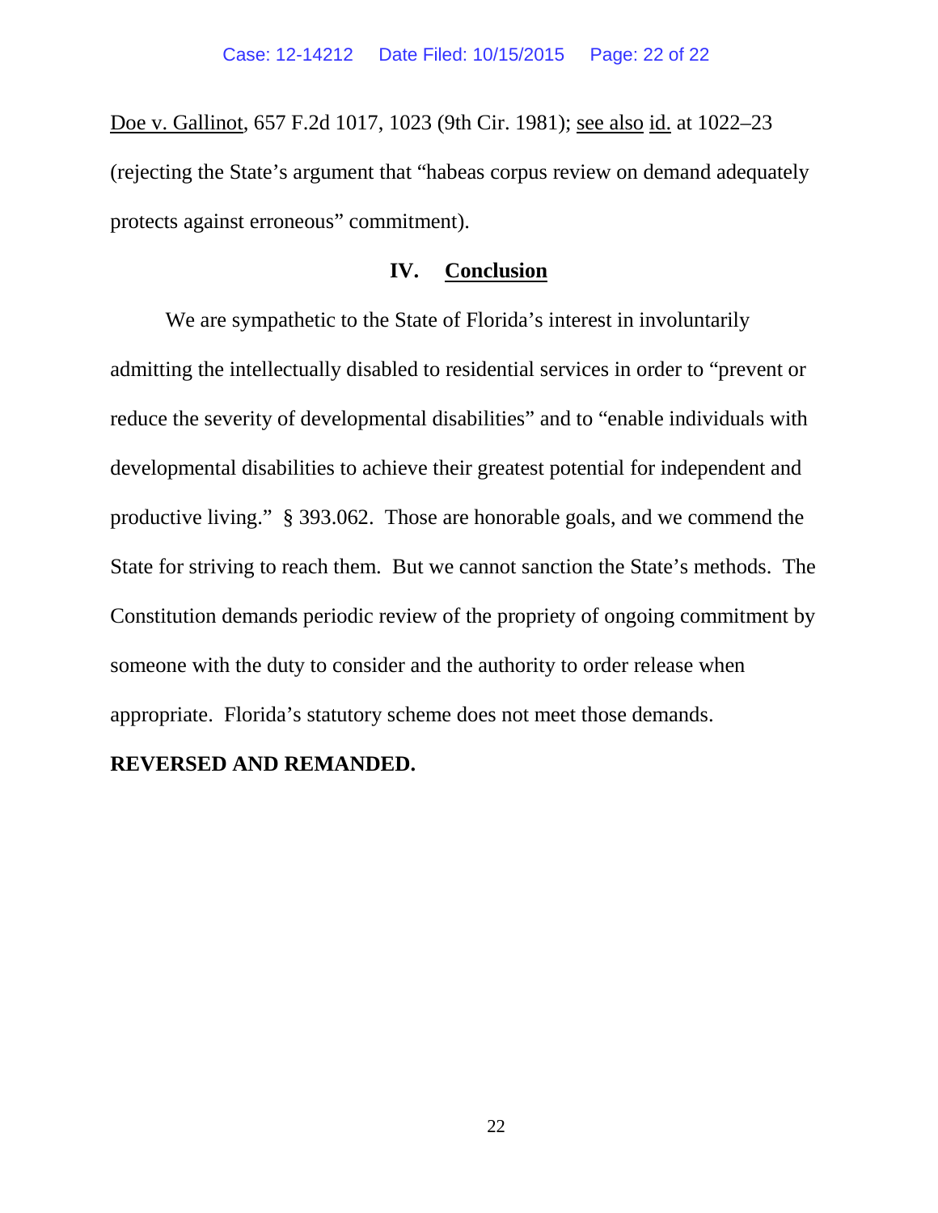Doe v. Gallinot, 657 F.2d 1017, 1023 (9th Cir. 1981); see also id. at 1022–23 (rejecting the State's argument that "habeas corpus review on demand adequately protects against erroneous" commitment).

## IV. Conclusion

We are sympathetic to the State of Florida's interest in involuntarily admitting the intellectually disabled to residential services in order to "prevent or reduce the severity of developmental disabilities" and to "enable individuals with developmental disabilities to achieve their greatest potential for independent and productive living." § 393.062. Those are honorable goals, and we commend the State for striving to reach them. But we cannot sanction the State's methods. The Constitution demands periodic review of the propriety of ongoing commitment by someone with the duty to consider and the authority to order release when appropriate. Florida's statutory scheme does not meet those demands.

**REVERSED AND REMANDED.**